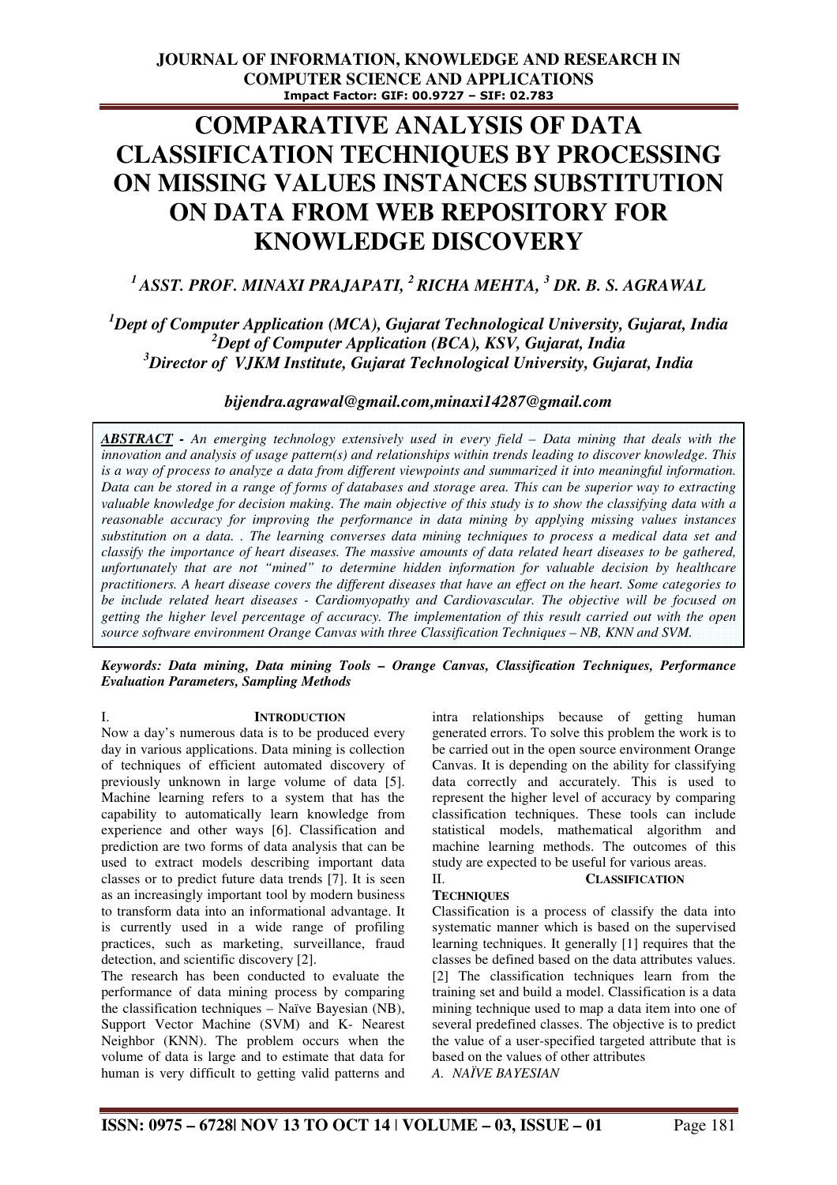# COMPARATIVE ANALYSIS OF DATA CLASSIFICATION TECHNIQUES BY PROCESSING ON MISSING VALUES INSTANCES SUBSTITUTION ON DATA FROM WEB REPOSITORY FOR KNOWLEDGE DISCOVERY

***[1] ASST. PROF. MINAXI PRAJAPATI, [2] RICHA MEHTA, [3] DR. B. S. AGRAWAL***

***[1]Dept of Computer Application (MCA), Gujarat Technological University, Gujarat, India***
***[2]Dept of Computer Application (BCA), KSV, Gujarat, India***
***[3]Director of VJKM Institute, Gujarat Technological University, Gujarat, India***

***bijendra.agrawal@gmail.com,minaxi14287@gmail.com***

***ABSTRACT** - An emerging technology extensively used in every field – Data mining that deals with the innovation and analysis of usage pattern(s) and relationships within trends leading to discover knowledge. This is a way of process to analyze a data from different viewpoints and summarized it into meaningful information. Data can be stored in a range of forms of databases and storage area. This can be superior way to extracting valuable knowledge for decision making. The main objective of this study is to show the classifying data with a reasonable accuracy for improving the performance in data mining by applying missing values instances substitution on a data. . The learning converses data mining techniques to process a medical data set and classify the importance of heart diseases. The massive amounts of data related heart diseases to be gathered, unfortunately that are not "mined" to determine hidden information for valuable decision by healthcare practitioners. A heart disease covers the different diseases that have an effect on the heart. Some categories to be include related heart diseases - Cardiomyopathy and Cardiovascular. The objective will be focused on getting the higher level percentage of accuracy. The implementation of this result carried out with the open source software environment Orange Canvas with three Classification Techniques – NB, KNN and SVM.*

***Keywords: Data mining, Data mining Tools – Orange Canvas, Classification Techniques, Performance Evaluation Parameters, Sampling Methods***

## I. INTRODUCTION

Now a day's numerous data is to be produced every day in various applications. Data mining is collection of techniques of efficient automated discovery of previously unknown in large volume of data [5]. Machine learning refers to a system that has the capability to automatically learn knowledge from experience and other ways [6]. Classification and prediction are two forms of data analysis that can be used to extract models describing important data classes or to predict future data trends [7]. It is seen as an increasingly important tool by modern business to transform data into an informational advantage. It is currently used in a wide range of profiling practices, such as marketing, surveillance, fraud detection, and scientific discovery [2].

The research has been conducted to evaluate the performance of data mining process by comparing the classification techniques – Naïve Bayesian (NB), Support Vector Machine (SVM) and K- Nearest Neighbor (KNN). The problem occurs when the volume of data is large and to estimate that data for human is very difficult to getting valid patterns and intra relationships because of getting human generated errors. To solve this problem the work is to be carried out in the open source environment Orange Canvas. It is depending on the ability for classifying data correctly and accurately. This is used to represent the higher level of accuracy by comparing classification techniques. These tools can include statistical models, mathematical algorithm and machine learning methods. The outcomes of this study are expected to be useful for various areas.

## II. CLASSIFICATION TECHNIQUES

Classification is a process of classify the data into systematic manner which is based on the supervised learning techniques. It generally [1] requires that the classes be defined based on the data attributes values. [2] The classification techniques learn from the training set and build a model. Classification is a data mining technique used to map a data item into one of several predefined classes. The objective is to predict the value of a user-specified targeted attribute that is based on the values of other attributes

### *A. NAÏVE BAYESIAN*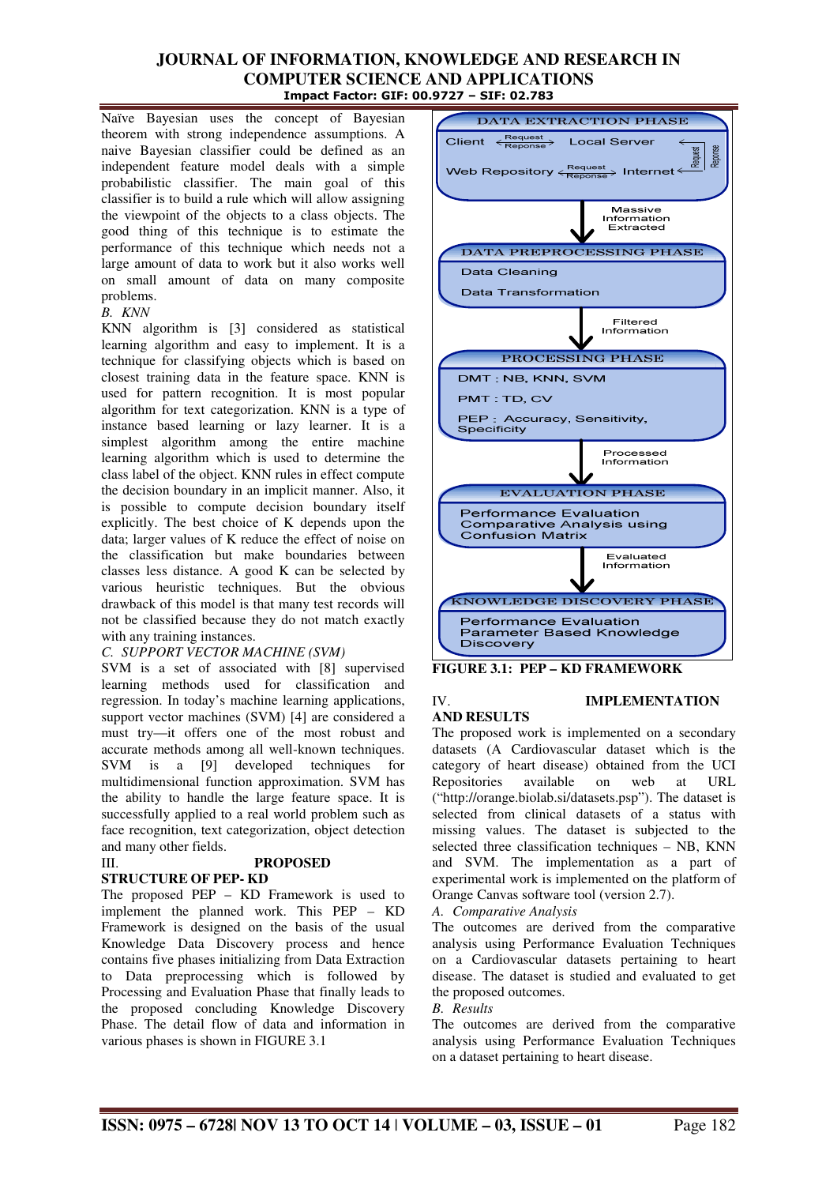Naïve Bayesian uses the concept of Bayesian theorem with strong independence assumptions. A naive Bayesian classifier could be defined as an independent feature model deals with a simple probabilistic classifier. The main goal of this classifier is to build a rule which will allow assigning the viewpoint of the objects to a class objects. The good thing of this technique is to estimate the performance of this technique which needs not a large amount of data to work but it also works well on small amount of data on many composite problems.

*B. KNN*

KNN algorithm is [3] considered as statistical learning algorithm and easy to implement. It is a technique for classifying objects which is based on closest training data in the feature space. KNN is used for pattern recognition. It is most popular algorithm for text categorization. KNN is a type of instance based learning or lazy learner. It is a simplest algorithm among the entire machine learning algorithm which is used to determine the class label of the object. KNN rules in effect compute the decision boundary in an implicit manner. Also, it is possible to compute decision boundary itself explicitly. The best choice of K depends upon the data; larger values of K reduce the effect of noise on the classification but make boundaries between classes less distance. A good K can be selected by various heuristic techniques. But the obvious drawback of this model is that many test records will not be classified because they do not match exactly with any training instances.

*C. SUPPORT VECTOR MACHINE (SVM)*

SVM is a set of associated with [8] supervised learning methods used for classification and regression. In today's machine learning applications, support vector machines (SVM) [4] are considered a must try—it offers one of the most robust and accurate methods among all well-known techniques. SVM is a [9] developed techniques for multidimensional function approximation. SVM has the ability to handle the large feature space. It is successfully applied to a real world problem such as face recognition, text categorization, object detection and many other fields.

## III. PROPOSED STRUCTURE OF PEP- KD

The proposed PEP – KD Framework is used to implement the planned work. This PEP – KD Framework is designed on the basis of the usual Knowledge Data Discovery process and hence contains five phases initializing from Data Extraction to Data preprocessing which is followed by Processing and Evaluation Phase that finally leads to the proposed concluding Knowledge Discovery Phase. The detail flow of data and information in various phases is shown in FIGURE 3.1

DATA EXTRACTION PHASE
Client ⇄ (Request / Reponse) Local Server
Web Repository ⇄ (Request / Reponse) Internet
(Request / Reponse)

↓ Massive Information Extracted

DATA PREPROCESSING PHASE
Data Cleaning
Data Transformation

↓ Filtered Information

PROCESSING PHASE
DMT : NB, KNN, SVM
PMT : TD, CV
PEP : Accuracy, Sensitivity, Specificity

↓ Processed Information

EVALUATION PHASE
Performance Evaluation
Comparative Analysis using Confusion Matrix

↓ Evaluated Information

KNOWLEDGE DISCOVERY PHASE
Performance Evaluation
Parameter Based Knowledge Discovery

**FIGURE 3.1: PEP – KD FRAMEWORK**

## IV. IMPLEMENTATION AND RESULTS

The proposed work is implemented on a secondary datasets (A Cardiovascular dataset which is the category of heart disease) obtained from the UCI Repositories available on web at URL ("http://orange.biolab.si/datasets.psp"). The dataset is selected from clinical datasets of a status with missing values. The dataset is subjected to the selected three classification techniques – NB, KNN and SVM. The implementation as a part of experimental work is implemented on the platform of Orange Canvas software tool (version 2.7).

*A. Comparative Analysis*

The outcomes are derived from the comparative analysis using Performance Evaluation Techniques on a Cardiovascular datasets pertaining to heart disease. The dataset is studied and evaluated to get the proposed outcomes.

*B. Results*

The outcomes are derived from the comparative analysis using Performance Evaluation Techniques on a dataset pertaining to heart disease.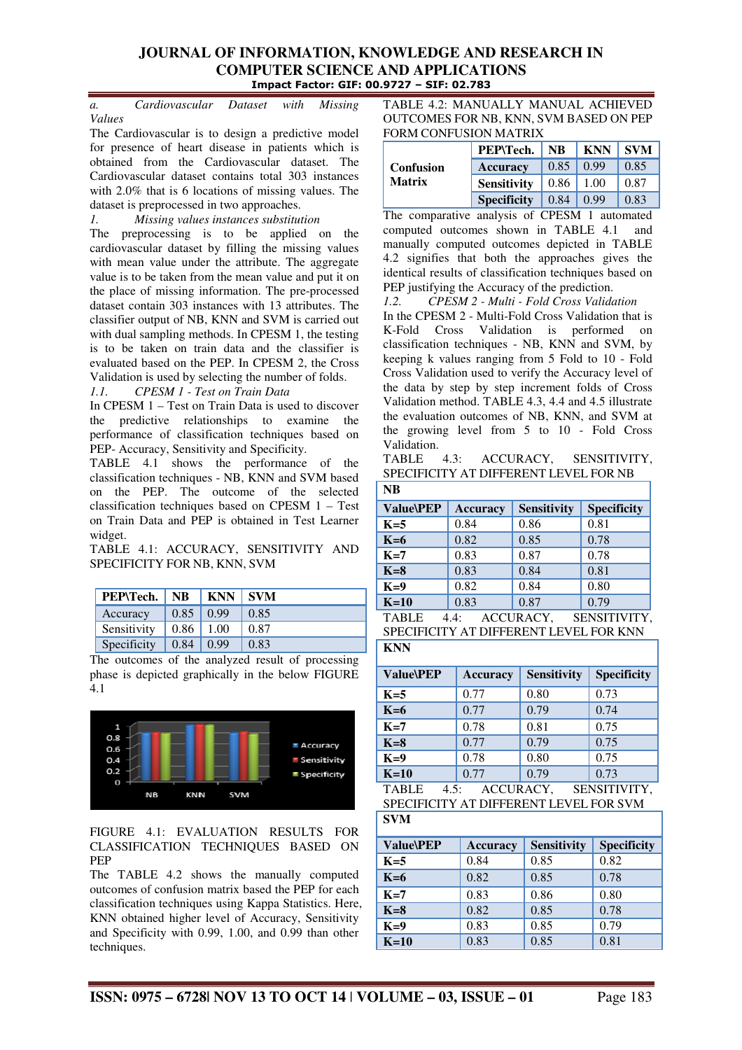*a. Cardiovascular Dataset with Missing Values*

The Cardiovascular is to design a predictive model for presence of heart disease in patients which is obtained from the Cardiovascular dataset. The Cardiovascular dataset contains total 303 instances with 2.0% that is 6 locations of missing values. The dataset is preprocessed in two approaches.

*1. Missing values instances substitution*

The preprocessing is to be applied on the cardiovascular dataset by filling the missing values with mean value under the attribute. The aggregate value is to be taken from the mean value and put it on the place of missing information. The pre-processed dataset contain 303 instances with 13 attributes. The classifier output of NB, KNN and SVM is carried out with dual sampling methods. In CPESM 1, the testing is to be taken on train data and the classifier is evaluated based on the PEP. In CPESM 2, the Cross Validation is used by selecting the number of folds.

*1.1. CPESM 1 - Test on Train Data*

In CPESM 1 – Test on Train Data is used to discover the predictive relationships to examine the performance of classification techniques based on PEP- Accuracy, Sensitivity and Specificity.

TABLE 4.1 shows the performance of the classification techniques - NB, KNN and SVM based on the PEP. The outcome of the selected classification techniques based on CPESM 1 – Test on Train Data and PEP is obtained in Test Learner widget.

TABLE 4.1: ACCURACY, SENSITIVITY AND SPECIFICITY FOR NB, KNN, SVM

| PEP\Tech. | NB | KNN | SVM |
|---|---|---|---|
| Accuracy | 0.85 | 0.99 | 0.85 |
| Sensitivity | 0.86 | 1.00 | 0.87 |
| Specificity | 0.84 | 0.99 | 0.83 |

The outcomes of the analyzed result of processing phase is depicted graphically in the below FIGURE 4.1

FIGURE 4.1: EVALUATION RESULTS FOR CLASSIFICATION TECHNIQUES BASED ON PEP

The TABLE 4.2 shows the manually computed outcomes of confusion matrix based the PEP for each classification techniques using Kappa Statistics. Here, KNN obtained higher level of Accuracy, Sensitivity and Specificity with 0.99, 1.00, and 0.99 than other techniques.

TABLE 4.2: MANUALLY MANUAL ACHIEVED OUTCOMES FOR NB, KNN, SVM BASED ON PEP FORM CONFUSION MATRIX

| | PEP\Tech. | NB | KNN | SVM |
|---|---|---|---|---|
| Confusion Matrix | Accuracy | 0.85 | 0.99 | 0.85 |
| | Sensitivity | 0.86 | 1.00 | 0.87 |
| | Specificity | 0.84 | 0.99 | 0.83 |

The comparative analysis of CPESM 1 automated computed outcomes shown in TABLE 4.1 and manually computed outcomes depicted in TABLE 4.2 signifies that both the approaches gives the identical results of classification techniques based on PEP justifying the Accuracy of the prediction.

*1.2. CPESM 2 - Multi - Fold Cross Validation*

In the CPESM 2 - Multi-Fold Cross Validation that is K-Fold Cross Validation is performed on classification techniques - NB, KNN and SVM, by keeping k values ranging from 5 Fold to 10 - Fold Cross Validation used to verify the Accuracy level of the data by step by step increment folds of Cross Validation method. TABLE 4.3, 4.4 and 4.5 illustrate the evaluation outcomes of NB, KNN, and SVM at the growing level from 5 to 10 - Fold Cross Validation.

TABLE 4.3: ACCURACY, SENSITIVITY, SPECIFICITY AT DIFFERENT LEVEL FOR NB

| NB | | | |
|---|---|---|---|
| **Value\PEP** | **Accuracy** | **Sensitivity** | **Specificity** |
| **K=5** | 0.84 | 0.86 | 0.81 |
| **K=6** | 0.82 | 0.85 | 0.78 |
| **K=7** | 0.83 | 0.87 | 0.78 |
| **K=8** | 0.83 | 0.84 | 0.81 |
| **K=9** | 0.82 | 0.84 | 0.80 |
| **K=10** | 0.83 | 0.87 | 0.79 |

TABLE 4.4: ACCURACY, SENSITIVITY, SPECIFICITY AT DIFFERENT LEVEL FOR KNN

| KNN | | | |
|---|---|---|---|
| **Value\PEP** | **Accuracy** | **Sensitivity** | **Specificity** |
| **K=5** | 0.77 | 0.80 | 0.73 |
| **K=6** | 0.77 | 0.79 | 0.74 |
| **K=7** | 0.78 | 0.81 | 0.75 |
| **K=8** | 0.77 | 0.79 | 0.75 |
| **K=9** | 0.78 | 0.80 | 0.75 |
| **K=10** | 0.77 | 0.79 | 0.73 |

TABLE 4.5: ACCURACY, SENSITIVITY, SPECIFICITY AT DIFFERENT LEVEL FOR SVM

| SVM | | | |
|---|---|---|---|
| **Value\PEP** | **Accuracy** | **Sensitivity** | **Specificity** |
| **K=5** | 0.84 | 0.85 | 0.82 |
| **K=6** | 0.82 | 0.85 | 0.78 |
| **K=7** | 0.83 | 0.86 | 0.80 |
| **K=8** | 0.82 | 0.85 | 0.78 |
| **K=9** | 0.83 | 0.85 | 0.79 |
| **K=10** | 0.83 | 0.85 | 0.81 |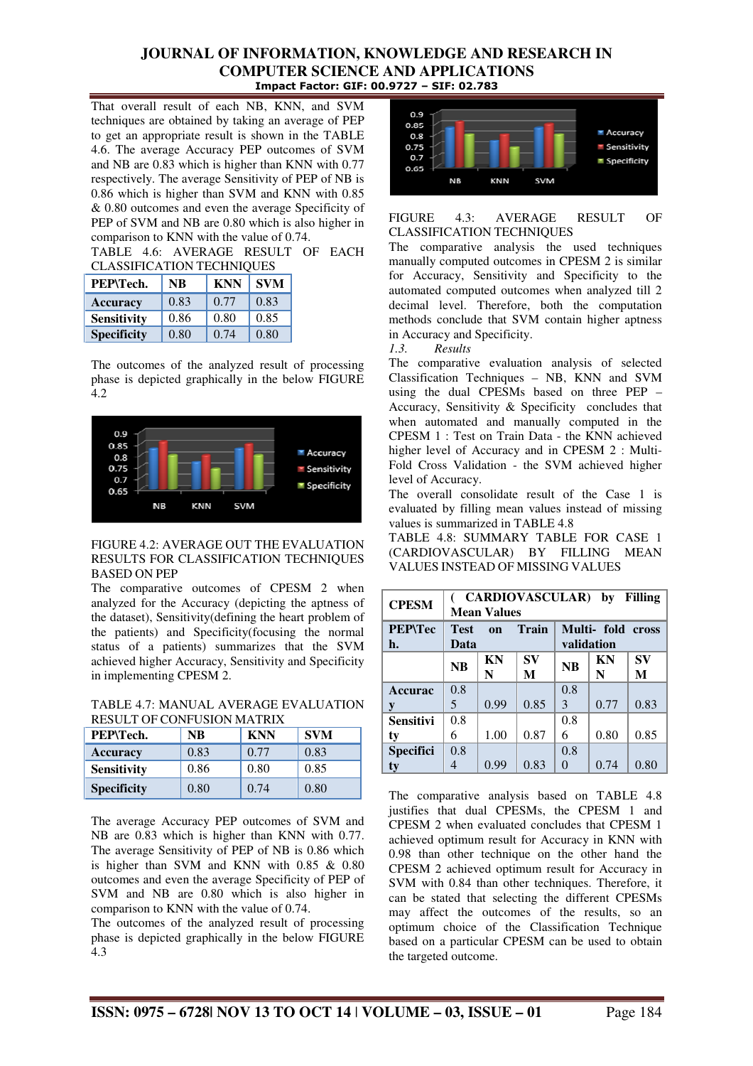That overall result of each NB, KNN, and SVM techniques are obtained by taking an average of PEP to get an appropriate result is shown in the TABLE 4.6. The average Accuracy PEP outcomes of SVM and NB are 0.83 which is higher than KNN with 0.77 respectively. The average Sensitivity of PEP of NB is 0.86 which is higher than SVM and KNN with 0.85 & 0.80 outcomes and even the average Specificity of PEP of SVM and NB are 0.80 which is also higher in comparison to KNN with the value of 0.74.

TABLE 4.6: AVERAGE RESULT OF EACH CLASSIFICATION TECHNIQUES

| PEP\Tech. | NB | KNN | SVM |
|---|---|---|---|
| **Accuracy** | 0.83 | 0.77 | 0.83 |
| **Sensitivity** | 0.86 | 0.80 | 0.85 |
| **Specificity** | 0.80 | 0.74 | 0.80 |

The outcomes of the analyzed result of processing phase is depicted graphically in the below FIGURE 4.2

FIGURE 4.2: AVERAGE OUT THE EVALUATION RESULTS FOR CLASSIFICATION TECHNIQUES BASED ON PEP

The comparative outcomes of CPESM 2 when analyzed for the Accuracy (depicting the aptness of the dataset), Sensitivity(defining the heart problem of the patients) and Specificity(focusing the normal status of a patients) summarizes that the SVM achieved higher Accuracy, Sensitivity and Specificity in implementing CPESM 2.

TABLE 4.7: MANUAL AVERAGE EVALUATION RESULT OF CONFUSION MATRIX

| PEP\Tech. | NB | KNN | SVM |
|---|---|---|---|
| **Accuracy** | 0.83 | 0.77 | 0.83 |
| **Sensitivity** | 0.86 | 0.80 | 0.85 |
| **Specificity** | 0.80 | 0.74 | 0.80 |

The average Accuracy PEP outcomes of SVM and NB are 0.83 which is higher than KNN with 0.77. The average Sensitivity of PEP of NB is 0.86 which is higher than SVM and KNN with 0.85 & 0.80 outcomes and even the average Specificity of PEP of SVM and NB are 0.80 which is also higher in comparison to KNN with the value of 0.74.

The outcomes of the analyzed result of processing phase is depicted graphically in the below FIGURE 4.3

FIGURE 4.3: AVERAGE RESULT OF CLASSIFICATION TECHNIQUES

The comparative analysis the used techniques manually computed outcomes in CPESM 2 is similar for Accuracy, Sensitivity and Specificity to the automated computed outcomes when analyzed till 2 decimal level. Therefore, both the computation methods conclude that SVM contain higher aptness in Accuracy and Specificity.

*1.3. Results*

The comparative evaluation analysis of selected Classification Techniques – NB, KNN and SVM using the dual CPESMs based on three PEP – Accuracy, Sensitivity & Specificity concludes that when automated and manually computed in the CPESM 1 : Test on Train Data - the KNN achieved higher level of Accuracy and in CPESM 2 : Multi-Fold Cross Validation - the SVM achieved higher level of Accuracy.

The overall consolidate result of the Case 1 is evaluated by filling mean values instead of missing values is summarized in TABLE 4.8

TABLE 4.8: SUMMARY TABLE FOR CASE 1 (CARDIOVASCULAR) BY FILLING MEAN VALUES INSTEAD OF MISSING VALUES

| CPESM | ( CARDIOVASCULAR) by Filling Mean Values | | | | | |
|---|---|---|---|---|---|---|
| **PEP\Tech.** | **Test on Train Data** | | | **Multi- fold cross validation** | | |
| | **NB** | **KNN** | **SVM** | **NB** | **KNN** | **SVM** |
| **Accuracy** | 0.85 | 0.99 | 0.85 | 0.83 | 0.77 | 0.83 |
| **Sensitivity** | 0.86 | 1.00 | 0.87 | 0.86 | 0.80 | 0.85 |
| **Specificity** | 0.84 | 0.99 | 0.83 | 0.80 | 0.74 | 0.80 |

The comparative analysis based on TABLE 4.8 justifies that dual CPESMs, the CPESM 1 and CPESM 2 when evaluated concludes that CPESM 1 achieved optimum result for Accuracy in KNN with 0.98 than other technique on the other hand the CPESM 2 achieved optimum result for Accuracy in SVM with 0.84 than other techniques. Therefore, it can be stated that selecting the different CPESMs may affect the outcomes of the results, so an optimum choice of the Classification Technique based on a particular CPESM can be used to obtain the targeted outcome.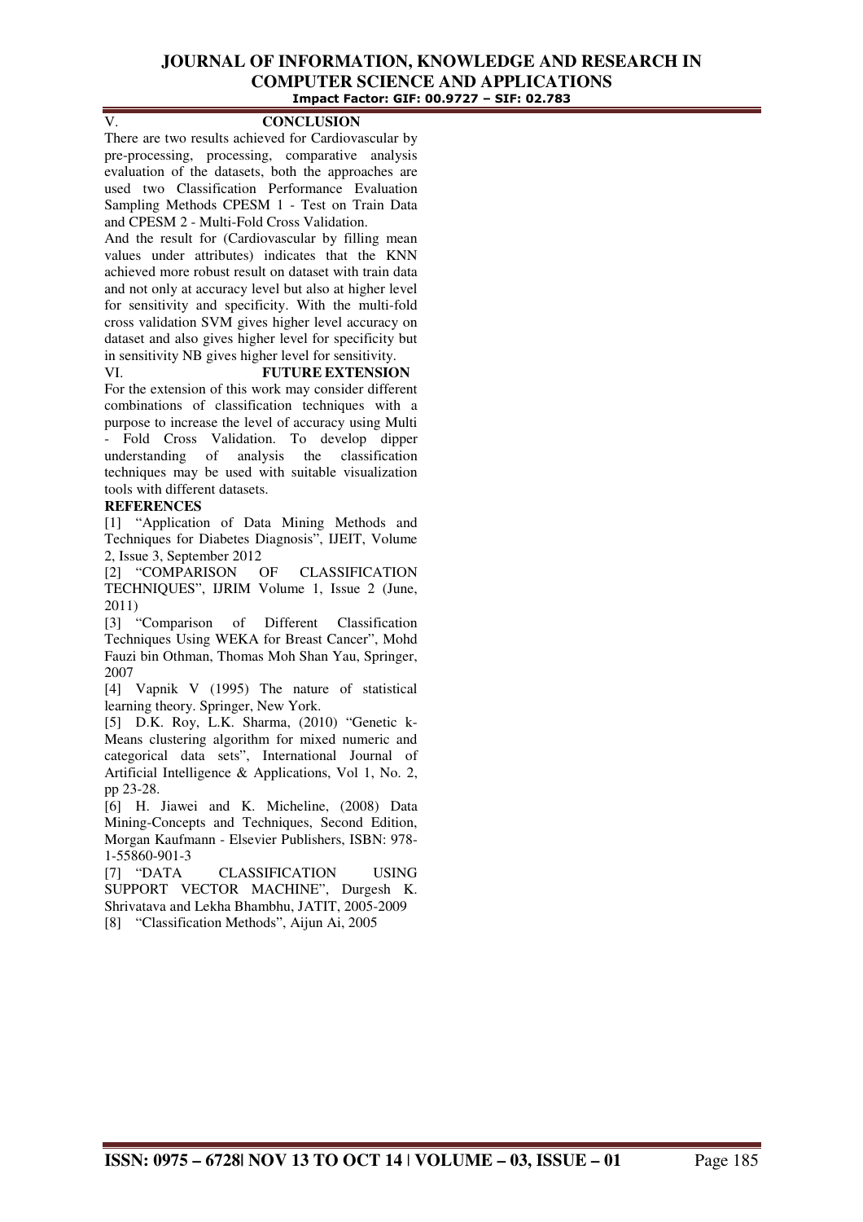## V. CONCLUSION

There are two results achieved for Cardiovascular by pre-processing, processing, comparative analysis evaluation of the datasets, both the approaches are used two Classification Performance Evaluation Sampling Methods CPESM 1 - Test on Train Data and CPESM 2 - Multi-Fold Cross Validation.

And the result for (Cardiovascular by filling mean values under attributes) indicates that the KNN achieved more robust result on dataset with train data and not only at accuracy level but also at higher level for sensitivity and specificity. With the multi-fold cross validation SVM gives higher level accuracy on dataset and also gives higher level for specificity but in sensitivity NB gives higher level for sensitivity.

## VI. FUTURE EXTENSION

For the extension of this work may consider different combinations of classification techniques with a purpose to increase the level of accuracy using Multi - Fold Cross Validation. To develop dipper understanding of analysis the classification techniques may be used with suitable visualization tools with different datasets.

**REFERENCES**

[1] "Application of Data Mining Methods and Techniques for Diabetes Diagnosis", IJEIT, Volume 2, Issue 3, September 2012

[2] "COMPARISON OF CLASSIFICATION TECHNIQUES", IJRIM Volume 1, Issue 2 (June, 2011)

[3] "Comparison of Different Classification Techniques Using WEKA for Breast Cancer", Mohd Fauzi bin Othman, Thomas Moh Shan Yau, Springer, 2007

[4] Vapnik V (1995) The nature of statistical learning theory. Springer, New York.

[5] D.K. Roy, L.K. Sharma, (2010) "Genetic k-Means clustering algorithm for mixed numeric and categorical data sets", International Journal of Artificial Intelligence & Applications, Vol 1, No. 2, pp 23-28.

[6] H. Jiawei and K. Micheline, (2008) Data Mining-Concepts and Techniques, Second Edition, Morgan Kaufmann - Elsevier Publishers, ISBN: 978-1-55860-901-3

[7] "DATA CLASSIFICATION USING SUPPORT VECTOR MACHINE", Durgesh K. Shrivatava and Lekha Bhambhu, JATIT, 2005-2009

[8] "Classification Methods", Aijun Ai, 2005